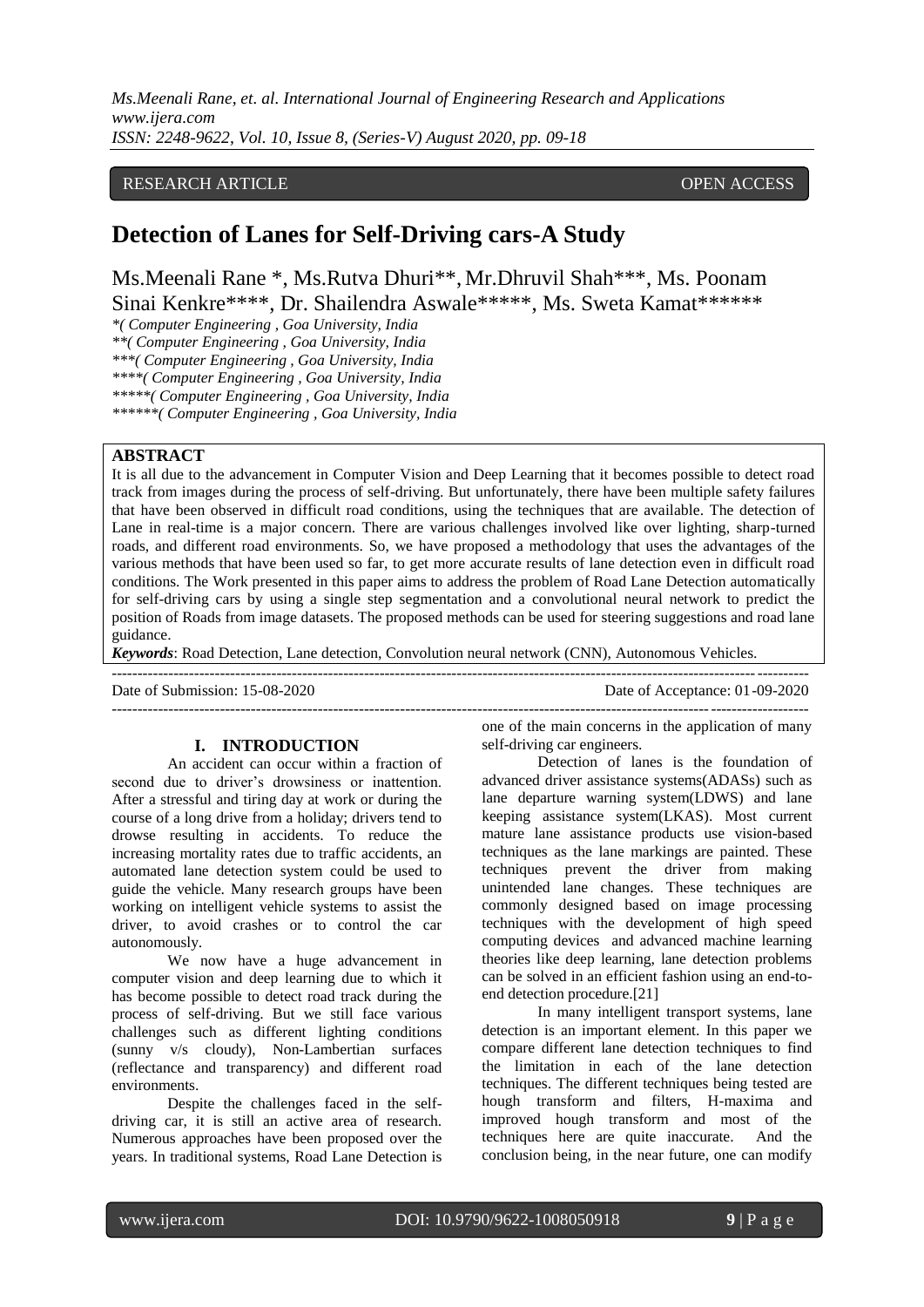RESEARCH ARTICLE OPEN ACCESS

# Detection of Lanes for Self-Driving cars-A Study

Ms.Meenali Rane *, Ms.Rutva Dhuri**, Mr.Dhruvil Shah***, Ms. Poonam Sinai Kenkre****, Dr. Shailendra Aswale*****, Ms. Sweta Kamat******

*\*( Computer Engineering , Goa University, India*
*\*\*( Computer Engineering , Goa University, India*
*\*\*\*( Computer Engineering , Goa University, India*
*\*\*\*\*( Computer Engineering , Goa University, India*
*\*\*\*\*\*( Computer Engineering , Goa University, India*
*\*\*\*\*\*\*( Computer Engineering , Goa University, India*

**ABSTRACT**

It is all due to the advancement in Computer Vision and Deep Learning that it becomes possible to detect road track from images during the process of self-driving. But unfortunately, there have been multiple safety failures that have been observed in difficult road conditions, using the techniques that are available. The detection of Lane in real-time is a major concern. There are various challenges involved like over lighting, sharp-turned roads, and different road environments. So, we have proposed a methodology that uses the advantages of the various methods that have been used so far, to get more accurate results of lane detection even in difficult road conditions. The Work presented in this paper aims to address the problem of Road Lane Detection automatically for self-driving cars by using a single step segmentation and a convolutional neural network to predict the position of Roads from image datasets. The proposed methods can be used for steering suggestions and road lane guidance.

***Keywords***: Road Detection, Lane detection, Convolution neural network (CNN), Autonomous Vehicles.

---

Date of Submission: 15-08-2020 Date of Acceptance: 01-09-2020

---

## I. INTRODUCTION

An accident can occur within a fraction of second due to driver's drowsiness or inattention. After a stressful and tiring day at work or during the course of a long drive from a holiday; drivers tend to drowse resulting in accidents. To reduce the increasing mortality rates due to traffic accidents, an automated lane detection system could be used to guide the vehicle. Many research groups have been working on intelligent vehicle systems to assist the driver, to avoid crashes or to control the car autonomously.

We now have a huge advancement in computer vision and deep learning due to which it has become possible to detect road track during the process of self-driving. But we still face various challenges such as different lighting conditions (sunny v/s cloudy), Non-Lambertian surfaces (reflectance and transparency) and different road environments.

Despite the challenges faced in the self-driving car, it is still an active area of research. Numerous approaches have been proposed over the years. In traditional systems, Road Lane Detection is one of the main concerns in the application of many self-driving car engineers.

Detection of lanes is the foundation of advanced driver assistance systems(ADASs) such as lane departure warning system(LDWS) and lane keeping assistance system(LKAS). Most current mature lane assistance products use vision-based techniques as the lane markings are painted. These techniques prevent the driver from making unintended lane changes. These techniques are commonly designed based on image processing techniques with the development of high speed computing devices and advanced machine learning theories like deep learning, lane detection problems can be solved in an efficient fashion using an end-to-end detection procedure.[21]

In many intelligent transport systems, lane detection is an important element. In this paper we compare different lane detection techniques to find the limitation in each of the lane detection techniques. The different techniques being tested are hough transform and filters, H-maxima and improved hough transform and most of the techniques here are quite inaccurate. And the conclusion being, in the near future, one can modify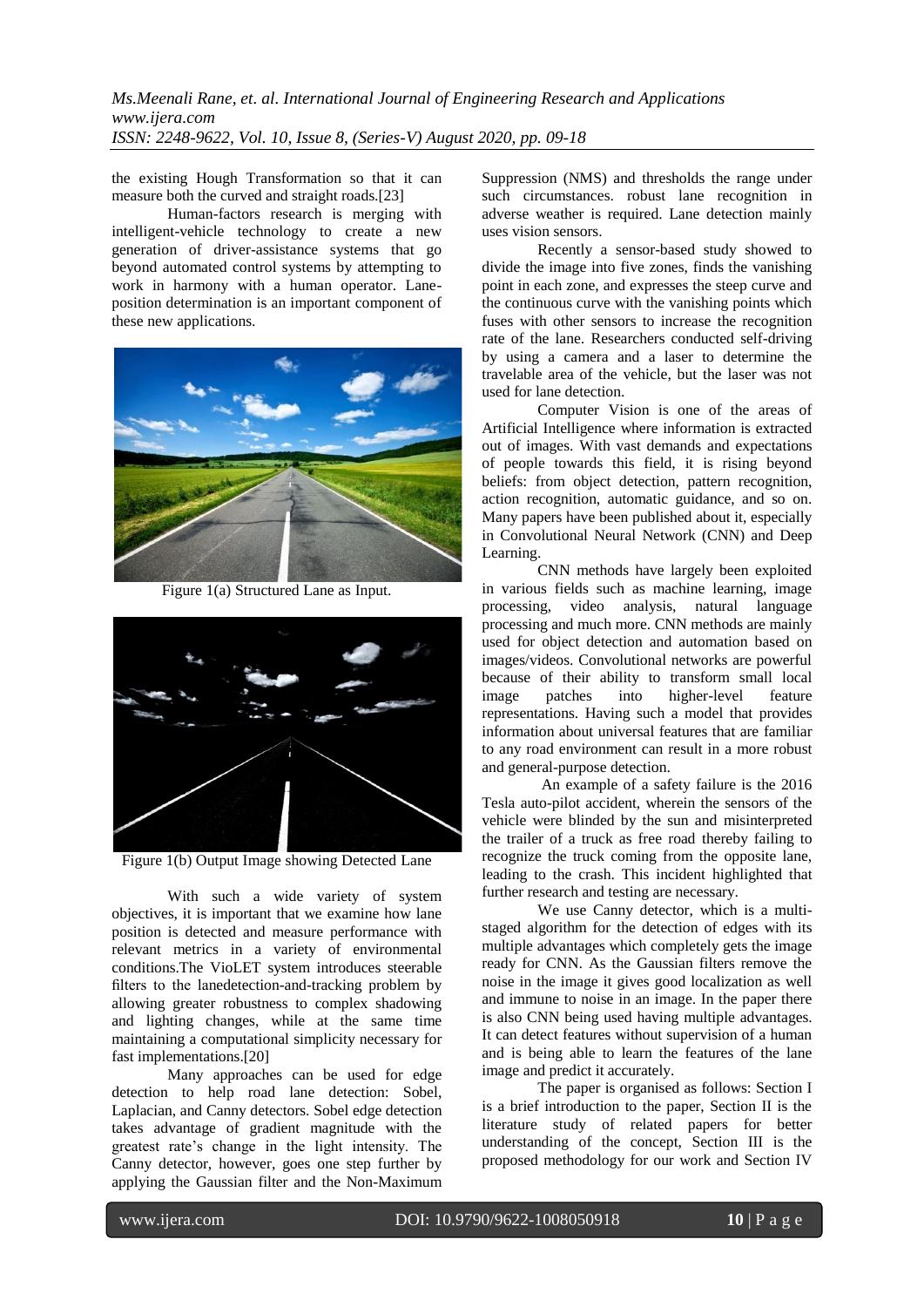the existing Hough Transformation so that it can measure both the curved and straight roads.[23]

Human-factors research is merging with intelligent-vehicle technology to create a new generation of driver-assistance systems that go beyond automated control systems by attempting to work in harmony with a human operator. Lane-position determination is an important component of these new applications.

Figure 1(a) Structured Lane as Input.

Figure 1(b) Output Image showing Detected Lane

With such a wide variety of system objectives, it is important that we examine how lane position is detected and measure performance with relevant metrics in a variety of environmental conditions.The VioLET system introduces steerable filters to the lanedetection-and-tracking problem by allowing greater robustness to complex shadowing and lighting changes, while at the same time maintaining a computational simplicity necessary for fast implementations.[20]

Many approaches can be used for edge detection to help road lane detection: Sobel, Laplacian, and Canny detectors. Sobel edge detection takes advantage of gradient magnitude with the greatest rate's change in the light intensity. The Canny detector, however, goes one step further by applying the Gaussian filter and the Non-Maximum Suppression (NMS) and thresholds the range under such circumstances. robust lane recognition in adverse weather is required. Lane detection mainly uses vision sensors.

Recently a sensor-based study showed to divide the image into five zones, finds the vanishing point in each zone, and expresses the steep curve and the continuous curve with the vanishing points which fuses with other sensors to increase the recognition rate of the lane. Researchers conducted self-driving by using a camera and a laser to determine the travelable area of the vehicle, but the laser was not used for lane detection.

Computer Vision is one of the areas of Artificial Intelligence where information is extracted out of images. With vast demands and expectations of people towards this field, it is rising beyond beliefs: from object detection, pattern recognition, action recognition, automatic guidance, and so on. Many papers have been published about it, especially in Convolutional Neural Network (CNN) and Deep Learning.

CNN methods have largely been exploited in various fields such as machine learning, image processing, video analysis, natural language processing and much more. CNN methods are mainly used for object detection and automation based on images/videos. Convolutional networks are powerful because of their ability to transform small local image patches into higher-level feature representations. Having such a model that provides information about universal features that are familiar to any road environment can result in a more robust and general-purpose detection.

An example of a safety failure is the 2016 Tesla auto-pilot accident, wherein the sensors of the vehicle were blinded by the sun and misinterpreted the trailer of a truck as free road thereby failing to recognize the truck coming from the opposite lane, leading to the crash. This incident highlighted that further research and testing are necessary.

We use Canny detector, which is a multi-staged algorithm for the detection of edges with its multiple advantages which completely gets the image ready for CNN. As the Gaussian filters remove the noise in the image it gives good localization as well and immune to noise in an image. In the paper there is also CNN being used having multiple advantages. It can detect features without supervision of a human and is being able to learn the features of the lane image and predict it accurately.

The paper is organised as follows: Section I is a brief introduction to the paper, Section II is the literature study of related papers for better understanding of the concept, Section III is the proposed methodology for our work and Section IV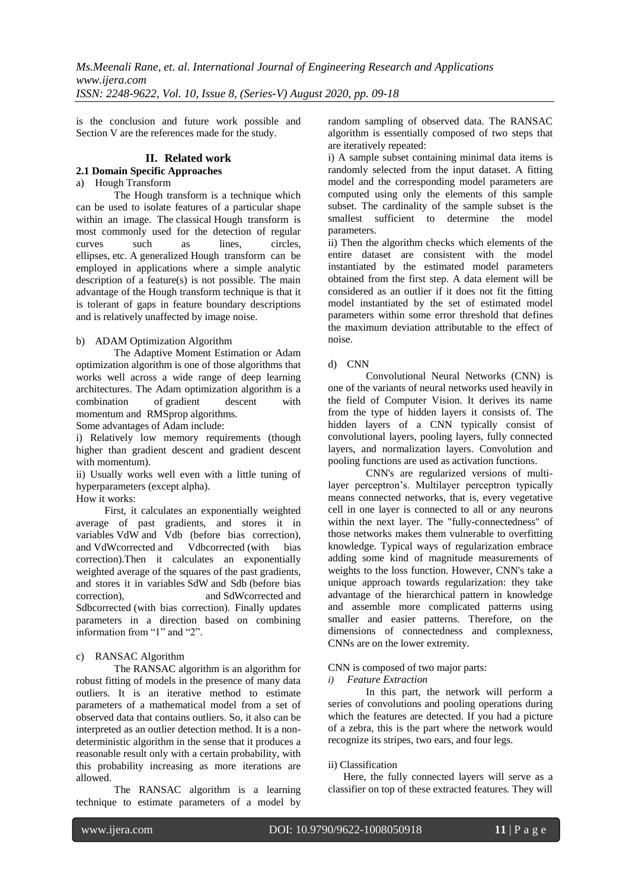is the conclusion and future work possible and Section V are the references made for the study.

## II. Related work

### 2.1 Domain Specific Approaches

a) Hough Transform

The Hough transform is a technique which can be used to isolate features of a particular shape within an image. The classical Hough transform is most commonly used for the detection of regular curves such as lines, circles, ellipses, etc. A generalized Hough transform can be employed in applications where a simple analytic description of a feature(s) is not possible. The main advantage of the Hough transform technique is that it is tolerant of gaps in feature boundary descriptions and is relatively unaffected by image noise.

b) ADAM Optimization Algorithm

The Adaptive Moment Estimation or Adam optimization algorithm is one of those algorithms that works well across a wide range of deep learning architectures. The Adam optimization algorithm is a combination of gradient descent with momentum and RMSprop algorithms.

Some advantages of Adam include:

i) Relatively low memory requirements (though higher than gradient descent and gradient descent with momentum).

ii) Usually works well even with a little tuning of hyperparameters (except alpha).

How it works:

First, it calculates an exponentially weighted average of past gradients, and stores it in variables VdW and Vdb (before bias correction), and VdWcorrected and Vdbcorrected (with bias correction).Then it calculates an exponentially weighted average of the squares of the past gradients, and stores it in variables SdW and Sdb (before bias correction), and SdWcorrected and Sdbcorrected (with bias correction). Finally updates parameters in a direction based on combining information from "1" and "2".

c) RANSAC Algorithm

The RANSAC algorithm is an algorithm for robust fitting of models in the presence of many data outliers. It is an iterative method to estimate parameters of a mathematical model from a set of observed data that contains outliers. So, it also can be interpreted as an outlier detection method. It is a non-deterministic algorithm in the sense that it produces a reasonable result only with a certain probability, with this probability increasing as more iterations are allowed.

The RANSAC algorithm is a learning technique to estimate parameters of a model by random sampling of observed data. The RANSAC algorithm is essentially composed of two steps that are iteratively repeated:

i) A sample subset containing minimal data items is randomly selected from the input dataset. A fitting model and the corresponding model parameters are computed using only the elements of this sample subset. The cardinality of the sample subset is the smallest sufficient to determine the model parameters.

ii) Then the algorithm checks which elements of the entire dataset are consistent with the model instantiated by the estimated model parameters obtained from the first step. A data element will be considered as an outlier if it does not fit the fitting model instantiated by the set of estimated model parameters within some error threshold that defines the maximum deviation attributable to the effect of noise.

d) CNN

Convolutional Neural Networks (CNN) is one of the variants of neural networks used heavily in the field of Computer Vision. It derives its name from the type of hidden layers it consists of. The hidden layers of a CNN typically consist of convolutional layers, pooling layers, fully connected layers, and normalization layers. Convolution and pooling functions are used as activation functions.

CNN's are regularized versions of multi-layer perceptron's. Multilayer perceptron typically means connected networks, that is, every vegetative cell in one layer is connected to all or any neurons within the next layer. The "fully-connectedness" of those networks makes them vulnerable to overfitting knowledge. Typical ways of regularization embrace adding some kind of magnitude measurements of weights to the loss function. However, CNN's take a unique approach towards regularization: they take advantage of the hierarchical pattern in knowledge and assemble more complicated patterns using smaller and easier patterns. Therefore, on the dimensions of connectedness and complexness, CNNs are on the lower extremity.

CNN is composed of two major parts:

*i) Feature Extraction*

In this part, the network will perform a series of convolutions and pooling operations during which the features are detected. If you had a picture of a zebra, this is the part where the network would recognize its stripes, two ears, and four legs.

ii) Classification

Here, the fully connected layers will serve as a classifier on top of these extracted features. They will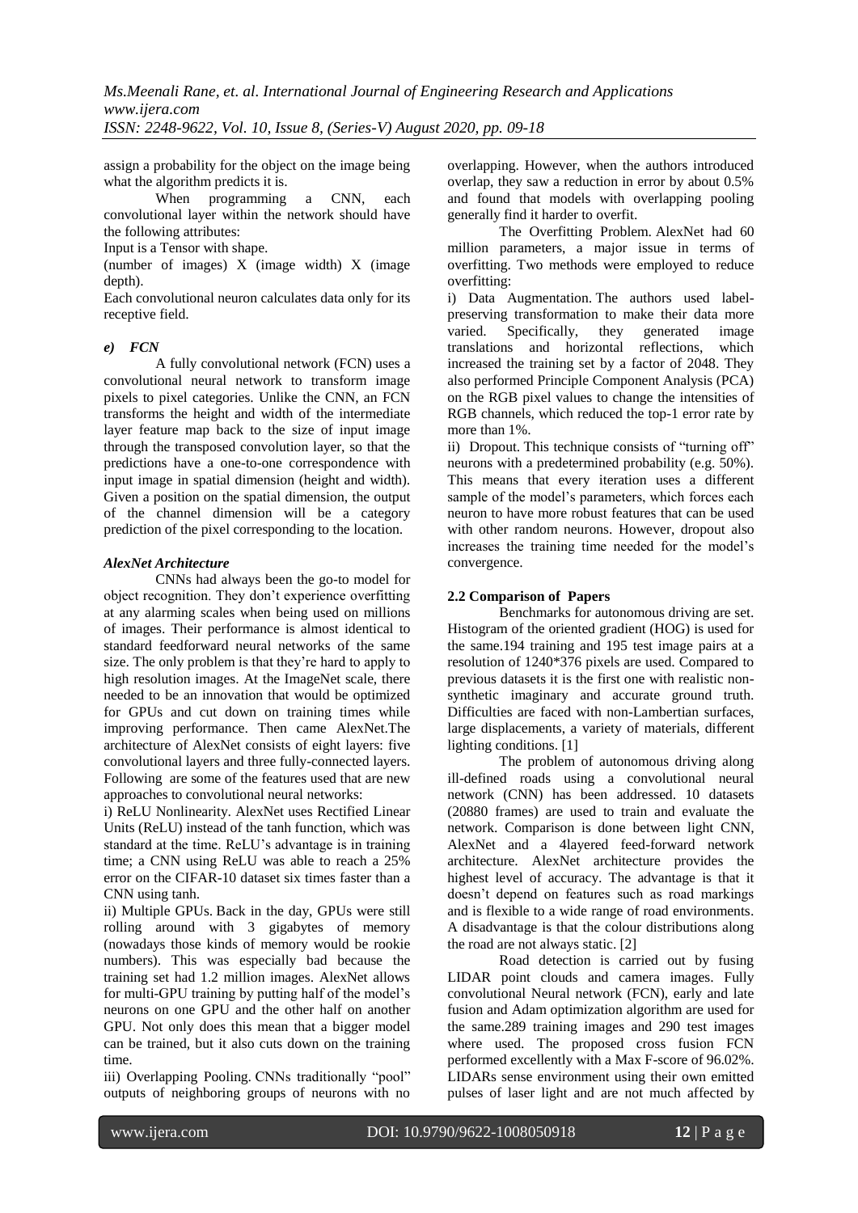assign a probability for the object on the image being what the algorithm predicts it is.

When programming a CNN, each convolutional layer within the network should have the following attributes:

Input is a Tensor with shape.

(number of images) X (image width) X (image depth).

Each convolutional neuron calculates data only for its receptive field.

### *e) FCN*

A fully convolutional network (FCN) uses a convolutional neural network to transform image pixels to pixel categories. Unlike the CNN, an FCN transforms the height and width of the intermediate layer feature map back to the size of input image through the transposed convolution layer, so that the predictions have a one-to-one correspondence with input image in spatial dimension (height and width). Given a position on the spatial dimension, the output of the channel dimension will be a category prediction of the pixel corresponding to the location.

### *AlexNet Architecture*

CNNs had always been the go-to model for object recognition. They don't experience overfitting at any alarming scales when being used on millions of images. Their performance is almost identical to standard feedforward neural networks of the same size. The only problem is that they're hard to apply to high resolution images. At the ImageNet scale, there needed to be an innovation that would be optimized for GPUs and cut down on training times while improving performance. Then came AlexNet.The architecture of AlexNet consists of eight layers: five convolutional layers and three fully-connected layers. Following are some of the features used that are new approaches to convolutional neural networks:

i) ReLU Nonlinearity. AlexNet uses Rectified Linear Units (ReLU) instead of the tanh function, which was standard at the time. ReLU's advantage is in training time; a CNN using ReLU was able to reach a 25% error on the CIFAR-10 dataset six times faster than a CNN using tanh.

ii) Multiple GPUs. Back in the day, GPUs were still rolling around with 3 gigabytes of memory (nowadays those kinds of memory would be rookie numbers). This was especially bad because the training set had 1.2 million images. AlexNet allows for multi-GPU training by putting half of the model's neurons on one GPU and the other half on another GPU. Not only does this mean that a bigger model can be trained, but it also cuts down on the training time.

iii) Overlapping Pooling. CNNs traditionally "pool" outputs of neighboring groups of neurons with no overlapping. However, when the authors introduced overlap, they saw a reduction in error by about 0.5% and found that models with overlapping pooling generally find it harder to overfit.

The Overfitting Problem. AlexNet had 60 million parameters, a major issue in terms of overfitting. Two methods were employed to reduce overfitting:

i) Data Augmentation. The authors used label-preserving transformation to make their data more varied. Specifically, they generated image translations and horizontal reflections, which increased the training set by a factor of 2048. They also performed Principle Component Analysis (PCA) on the RGB pixel values to change the intensities of RGB channels, which reduced the top-1 error rate by more than 1%.

ii) Dropout. This technique consists of "turning off" neurons with a predetermined probability (e.g. 50%). This means that every iteration uses a different sample of the model's parameters, which forces each neuron to have more robust features that can be used with other random neurons. However, dropout also increases the training time needed for the model's convergence.

## 2.2 Comparison of Papers

Benchmarks for autonomous driving are set. Histogram of the oriented gradient (HOG) is used for the same.194 training and 195 test image pairs at a resolution of 1240*376 pixels are used. Compared to previous datasets it is the first one with realistic non-synthetic imaginary and accurate ground truth. Difficulties are faced with non-Lambertian surfaces, large displacements, a variety of materials, different lighting conditions. [1]

The problem of autonomous driving along ill-defined roads using a convolutional neural network (CNN) has been addressed. 10 datasets (20880 frames) are used to train and evaluate the network. Comparison is done between light CNN, AlexNet and a 4layered feed-forward network architecture. AlexNet architecture provides the highest level of accuracy. The advantage is that it doesn't depend on features such as road markings and is flexible to a wide range of road environments. A disadvantage is that the colour distributions along the road are not always static. [2]

Road detection is carried out by fusing LIDAR point clouds and camera images. Fully convolutional Neural network (FCN), early and late fusion and Adam optimization algorithm are used for the same.289 training images and 290 test images where used. The proposed cross fusion FCN performed excellently with a Max F-score of 96.02%. LIDARs sense environment using their own emitted pulses of laser light and are not much affected by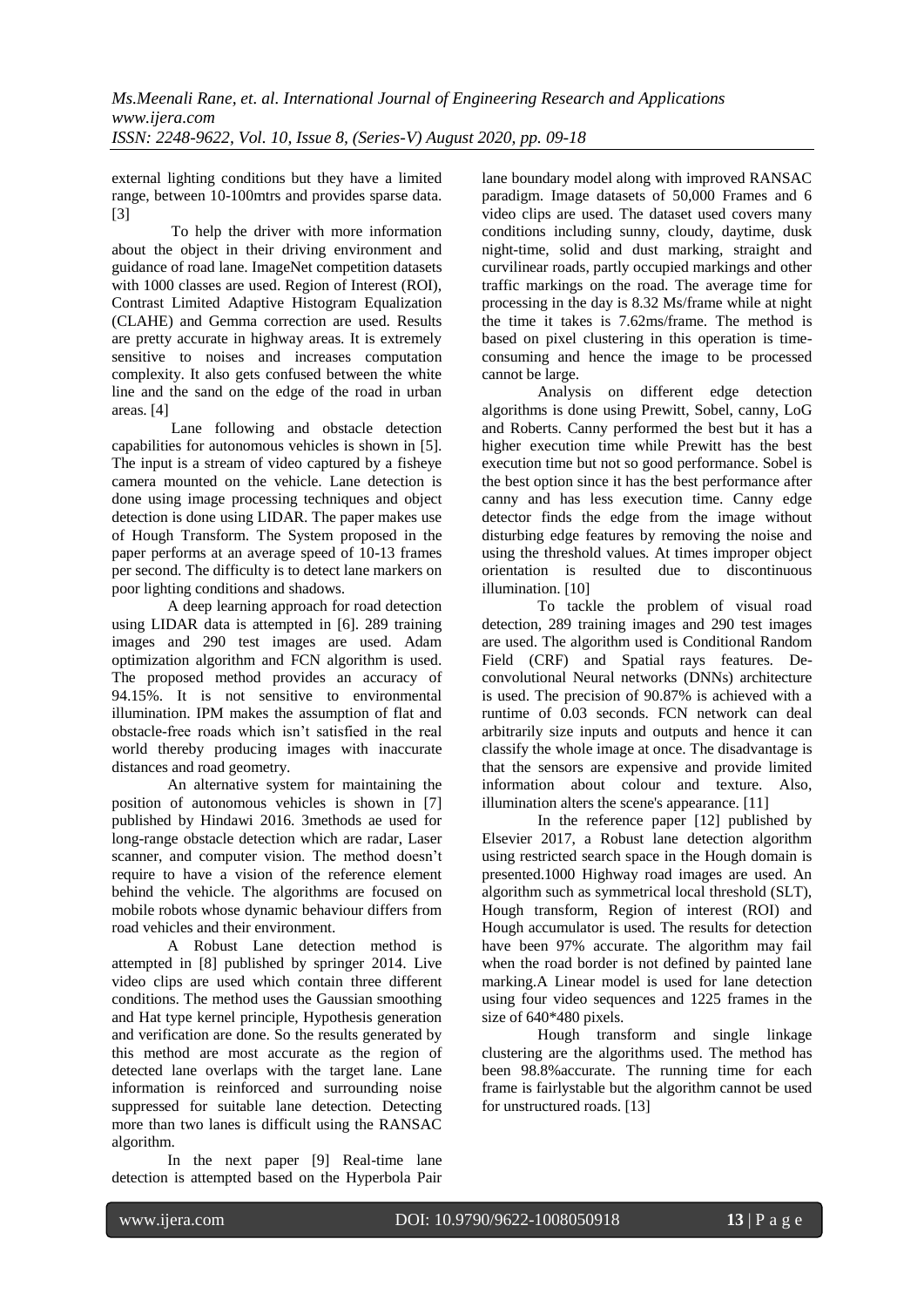external lighting conditions but they have a limited range, between 10-100mtrs and provides sparse data. [3]

To help the driver with more information about the object in their driving environment and guidance of road lane. ImageNet competition datasets with 1000 classes are used. Region of Interest (ROI), Contrast Limited Adaptive Histogram Equalization (CLAHE) and Gemma correction are used. Results are pretty accurate in highway areas. It is extremely sensitive to noises and increases computation complexity. It also gets confused between the white line and the sand on the edge of the road in urban areas. [4]

Lane following and obstacle detection capabilities for autonomous vehicles is shown in [5]. The input is a stream of video captured by a fisheye camera mounted on the vehicle. Lane detection is done using image processing techniques and object detection is done using LIDAR. The paper makes use of Hough Transform. The System proposed in the paper performs at an average speed of 10-13 frames per second. The difficulty is to detect lane markers on poor lighting conditions and shadows.

A deep learning approach for road detection using LIDAR data is attempted in [6]. 289 training images and 290 test images are used. Adam optimization algorithm and FCN algorithm is used. The proposed method provides an accuracy of 94.15%. It is not sensitive to environmental illumination. IPM makes the assumption of flat and obstacle-free roads which isn't satisfied in the real world thereby producing images with inaccurate distances and road geometry.

An alternative system for maintaining the position of autonomous vehicles is shown in [7] published by Hindawi 2016. 3methods ae used for long-range obstacle detection which are radar, Laser scanner, and computer vision. The method doesn't require to have a vision of the reference element behind the vehicle. The algorithms are focused on mobile robots whose dynamic behaviour differs from road vehicles and their environment.

A Robust Lane detection method is attempted in [8] published by springer 2014. Live video clips are used which contain three different conditions. The method uses the Gaussian smoothing and Hat type kernel principle, Hypothesis generation and verification are done. So the results generated by this method are most accurate as the region of detected lane overlaps with the target lane. Lane information is reinforced and surrounding noise suppressed for suitable lane detection. Detecting more than two lanes is difficult using the RANSAC algorithm.

In the next paper [9] Real-time lane detection is attempted based on the Hyperbola Pair lane boundary model along with improved RANSAC paradigm. Image datasets of 50,000 Frames and 6 video clips are used. The dataset used covers many conditions including sunny, cloudy, daytime, dusk night-time, solid and dust marking, straight and curvilinear roads, partly occupied markings and other traffic markings on the road. The average time for processing in the day is 8.32 Ms/frame while at night the time it takes is 7.62ms/frame. The method is based on pixel clustering in this operation is time-consuming and hence the image to be processed cannot be large.

Analysis on different edge detection algorithms is done using Prewitt, Sobel, canny, LoG and Roberts. Canny performed the best but it has a higher execution time while Prewitt has the best execution time but not so good performance. Sobel is the best option since it has the best performance after canny and has less execution time. Canny edge detector finds the edge from the image without disturbing edge features by removing the noise and using the threshold values. At times improper object orientation is resulted due to discontinuous illumination. [10]

To tackle the problem of visual road detection, 289 training images and 290 test images are used. The algorithm used is Conditional Random Field (CRF) and Spatial rays features. De-convolutional Neural networks (DNNs) architecture is used. The precision of 90.87% is achieved with a runtime of 0.03 seconds. FCN network can deal arbitrarily size inputs and outputs and hence it can classify the whole image at once. The disadvantage is that the sensors are expensive and provide limited information about colour and texture. Also, illumination alters the scene's appearance. [11]

In the reference paper [12] published by Elsevier 2017, a Robust lane detection algorithm using restricted search space in the Hough domain is presented.1000 Highway road images are used. An algorithm such as symmetrical local threshold (SLT), Hough transform, Region of interest (ROI) and Hough accumulator is used. The results for detection have been 97% accurate. The algorithm may fail when the road border is not defined by painted lane marking.A Linear model is used for lane detection using four video sequences and 1225 frames in the size of 640*480 pixels.

Hough transform and single linkage clustering are the algorithms used. The method has been 98.8%accurate. The running time for each frame is fairlystable but the algorithm cannot be used for unstructured roads. [13]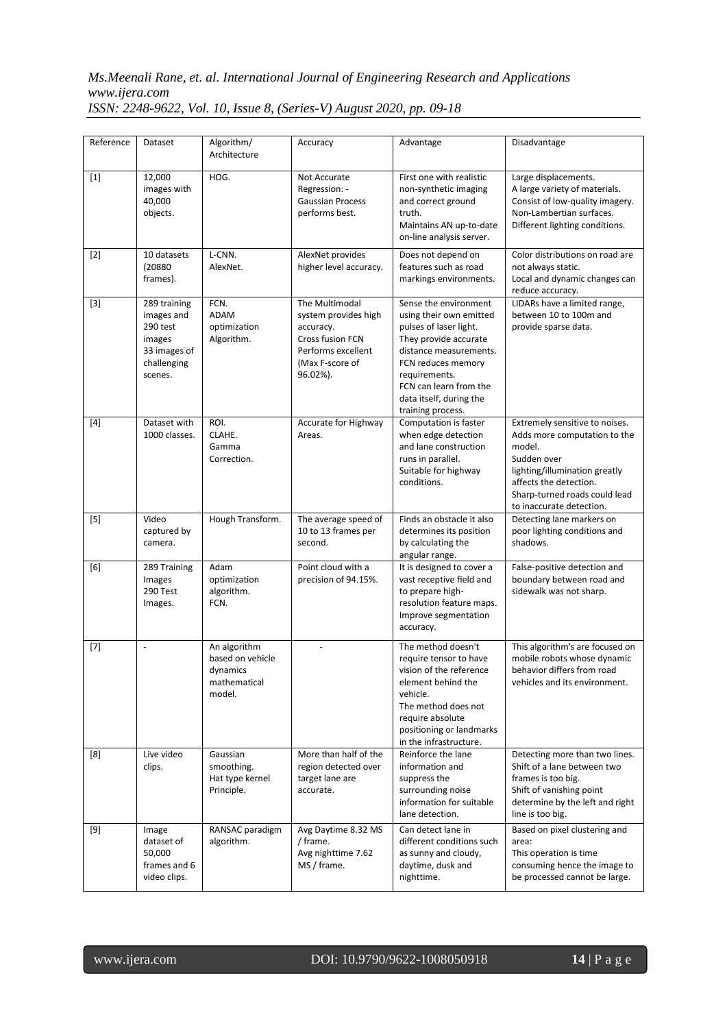| Reference | Dataset | Algorithm/ Architecture | Accuracy | Advantage | Disadvantage |
|---|---|---|---|---|---|
| [1] | 12,000 images with 40,000 objects. | HOG. | Not Accurate Regression: - Gaussian Process performs best. | First one with realistic non-synthetic imaging and correct ground truth. Maintains AN up-to-date on-line analysis server. | Large displacements. A large variety of materials. Consist of low-quality imagery. Non-Lambertian surfaces. Different lighting conditions. |
| [2] | 10 datasets (20880 frames). | L-CNN. AlexNet. | AlexNet provides higher level accuracy. | Does not depend on features such as road markings environments. | Color distributions on road are not always static. Local and dynamic changes can reduce accuracy. |
| [3] | 289 training images and 290 test images 33 images of challenging scenes. | FCN. ADAM optimization Algorithm. | The Multimodal system provides high accuracy. Cross fusion FCN Performs excellent (Max F-score of 96.02%). | Sense the environment using their own emitted pulses of laser light. They provide accurate distance measurements. FCN reduces memory requirements. FCN can learn from the data itself, during the training process. | LIDARs have a limited range, between 10 to 100m and provide sparse data. |
| [4] | Dataset with 1000 classes. | ROI. CLAHE. Gamma Correction. | Accurate for Highway Areas. | Computation is faster when edge detection and lane construction runs in parallel. Suitable for highway conditions. | Extremely sensitive to noises. Adds more computation to the model. Sudden over lighting/illumination greatly affects the detection. Sharp-turned roads could lead to inaccurate detection. |
| [5] | Video captured by camera. | Hough Transform. | The average speed of 10 to 13 frames per second. | Finds an obstacle it also determines its position by calculating the angular range. | Detecting lane markers on poor lighting conditions and shadows. |
| [6] | 289 Training Images 290 Test Images. | Adam optimization algorithm. FCN. | Point cloud with a precision of 94.15%. | It is designed to cover a vast receptive field and to prepare high-resolution feature maps. Improve segmentation accuracy. | False-positive detection and boundary between road and sidewalk was not sharp. |
| [7] | - | An algorithm based on vehicle dynamics mathematical model. | - | The method doesn't require tensor to have vision of the reference element behind the vehicle. The method does not require absolute positioning or landmarks in the infrastructure. | This algorithm's are focused on mobile robots whose dynamic behavior differs from road vehicles and its environment. |
| [8] | Live video clips. | Gaussian smoothing. Hat type kernel Principle. | More than half of the region detected over target lane are accurate. | Reinforce the lane information and suppress the surrounding noise information for suitable lane detection. | Detecting more than two lines. Shift of a lane between two frames is too big. Shift of vanishing point determine by the left and right line is too big. |
| [9] | Image dataset of 50,000 frames and 6 video clips. | RANSAC paradigm algorithm. | Avg Daytime 8.32 MS / frame. Avg nighttime 7.62 MS / frame. | Can detect lane in different conditions such as sunny and cloudy, daytime, dusk and nighttime. | Based on pixel clustering and area: This operation is time consuming hence the image to be processed cannot be large. |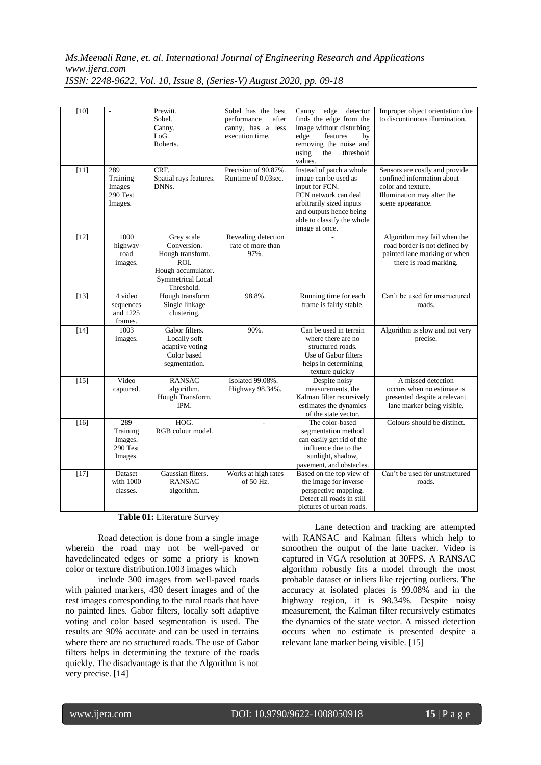| | | | | | |
|---|---|---|---|---|---|
| [10] | - | Prewitt.<br>Sobel.<br>Canny.<br>LoG.<br>Roberts. | Sobel has the best performance after canny, has a less execution time. | Canny edge detector finds the edge from the image without disturbing edge features by removing the noise and using the threshold values. | Improper object orientation due to discontinuous illumination. |
| [11] | 289 Training Images 290 Test Images. | CRF.<br>Spatial rays features.<br>DNNs. | Precision of 90.87%.<br>Runtime of 0.03sec. | Instead of patch a whole image can be used as input for FCN.<br>FCN network can deal arbitrarily sized inputs and outputs hence being able to classify the whole image at once. | Sensors are costly and provide confined information about color and texture.<br>Illumination may alter the scene appearance. |
| [12] | 1000 highway road images. | Grey scale Conversion.<br>Hough transform.<br>ROI.<br>Hough accumulator.<br>Symmetrical Local Threshold. | Revealing detection rate of more than 97%. | - | Algorithm may fail when the road border is not defined by painted lane marking or when there is road marking. |
| [13] | 4 video sequences and 1225 frames. | Hough transform<br>Single linkage clustering. | 98.8%. | Running time for each frame is fairly stable. | Can't be used for unstructured roads. |
| [14] | 1003 images. | Gabor filters.<br>Locally soft adaptive voting<br>Color based segmentation. | 90%. | Can be used in terrain where there are no structured roads.<br>Use of Gabor filters helps in determining texture quickly | Algorithm is slow and not very precise. |
| [15] | Video captured. | RANSAC algorithm.<br>Hough Transform.<br>IPM. | Isolated 99.08%.<br>Highway 98.34%. | Despite noisy measurements, the Kalman filter recursively estimates the dynamics of the state vector. | A missed detection occurs when no estimate is presented despite a relevant lane marker being visible. |
| [16] | 289 Training Images. 290 Test Images. | HOG.<br>RGB colour model. | - | The color-based segmentation method can easily get rid of the influence due to the sunlight, shadow, pavement, and obstacles. | Colours should be distinct. |
| [17] | Dataset with 1000 classes. | Gaussian filters.<br>RANSAC algorithm. | Works at high rates of 50 Hz. | Based on the top view of the image for inverse perspective mapping.<br>Detect all roads in still pictures of urban roads. | Can't be used for unstructured roads. |

**Table 01:** Literature Survey

Road detection is done from a single image wherein the road may not be well-paved or havedelineated edges or some a priory is known color or texture distribution.1003 images which

include 300 images from well-paved roads with painted markers, 430 desert images and of the rest images corresponding to the rural roads that have no painted lines. Gabor filters, locally soft adaptive voting and color based segmentation is used. The results are 90% accurate and can be used in terrains where there are no structured roads. The use of Gabor filters helps in determining the texture of the roads quickly. The disadvantage is that the Algorithm is not very precise. [14]

Lane detection and tracking are attempted with RANSAC and Kalman filters which help to smoothen the output of the lane tracker. Video is captured in VGA resolution at 30FPS. A RANSAC algorithm robustly fits a model through the most probable dataset or inliers like rejecting outliers. The accuracy at isolated places is 99.08% and in the highway region, it is 98.34%. Despite noisy measurement, the Kalman filter recursively estimates the dynamics of the state vector. A missed detection occurs when no estimate is presented despite a relevant lane marker being visible. [15]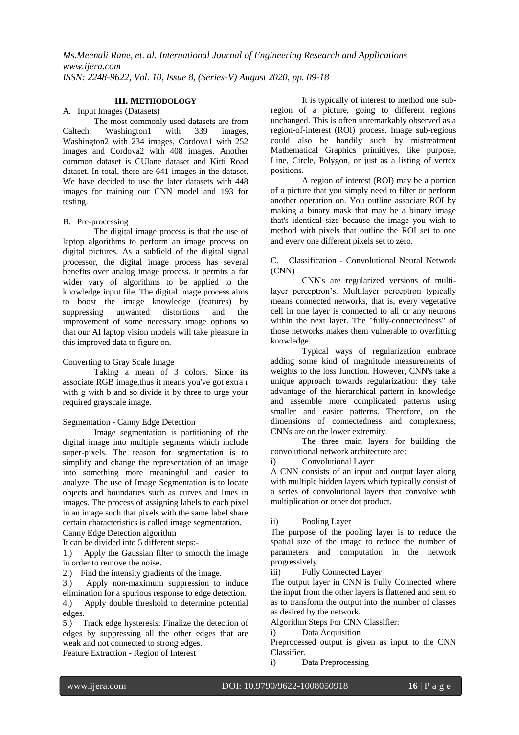## III. METHODOLOGY

A. Input Images (Datasets)

The most commonly used datasets are from Caltech: Washington1 with 339 images, Washington2 with 234 images, Cordova1 with 252 images and Cordova2 with 408 images. Another common dataset is CUlane dataset and Kitti Road dataset. In total, there are 641 images in the dataset. We have decided to use the later datasets with 448 images for training our CNN model and 193 for testing.

B. Pre-processing

The digital image process is that the use of laptop algorithms to perform an image process on digital pictures. As a subfield of the digital signal processor, the digital image process has several benefits over analog image process. It permits a far wider vary of algorithms to be applied to the knowledge input file. The digital image process aims to boost the image knowledge (features) by suppressing unwanted distortions and the improvement of some necessary image options so that our AI laptop vision models will take pleasure in this improved data to figure on.

Converting to Gray Scale Image

Taking a mean of 3 colors. Since its associate RGB image,thus it means you've got extra r with g with b and so divide it by three to urge your required grayscale image.

Segmentation - Canny Edge Detection

Image segmentation is partitioning of the digital image into multiple segments which include super-pixels. The reason for segmentation is to simplify and change the representation of an image into something more meaningful and easier to analyze. The use of Image Segmentation is to locate objects and boundaries such as curves and lines in images. The process of assigning labels to each pixel in an image such that pixels with the same label share certain characteristics is called image segmentation.

Canny Edge Detection algorithm

It can be divided into 5 different steps:-

1.) Apply the Gaussian filter to smooth the image in order to remove the noise.

2.) Find the intensity gradients of the image.

3.) Apply non-maximum suppression to induce elimination for a spurious response to edge detection.

4.) Apply double threshold to determine potential edges.

5.) Track edge hysteresis: Finalize the detection of edges by suppressing all the other edges that are weak and not connected to strong edges.

Feature Extraction - Region of Interest

It is typically of interest to method one sub-region of a picture, going to different regions unchanged. This is often unremarkably observed as a region-of-interest (ROI) process. Image sub-regions could also be handily such by mistreatment Mathematical Graphics primitives, like purpose, Line, Circle, Polygon, or just as a listing of vertex positions.

A region of interest (ROI) may be a portion of a picture that you simply need to filter or perform another operation on. You outline associate ROI by making a binary mask that may be a binary image that's identical size because the image you wish to method with pixels that outline the ROI set to one and every one different pixels set to zero.

C. Classification - Convolutional Neural Network (CNN)

CNN's are regularized versions of multi-layer perceptron's. Multilayer perceptron typically means connected networks, that is, every vegetative cell in one layer is connected to all or any neurons within the next layer. The "fully-connectedness" of those networks makes them vulnerable to overfitting knowledge.

Typical ways of regularization embrace adding some kind of magnitude measurements of weights to the loss function. However, CNN's take a unique approach towards regularization: they take advantage of the hierarchical pattern in knowledge and assemble more complicated patterns using smaller and easier patterns. Therefore, on the dimensions of connectedness and complexness, CNNs are on the lower extremity.

The three main layers for building the convolutional network architecture are:

i) Convolutional Layer

A CNN consists of an input and output layer along with multiple hidden layers which typically consist of a series of convolutional layers that convolve with multiplication or other dot product.

ii) Pooling Layer

The purpose of the pooling layer is to reduce the spatial size of the image to reduce the number of parameters and computation in the network progressively.

iii) Fully Connected Layer

The output layer in CNN is Fully Connected where the input from the other layers is flattened and sent so as to transform the output into the number of classes as desired by the network.

Algorithm Steps For CNN Classifier:

i) Data Acquisition

Preprocessed output is given as input to the CNN Classifier.

i) Data Preprocessing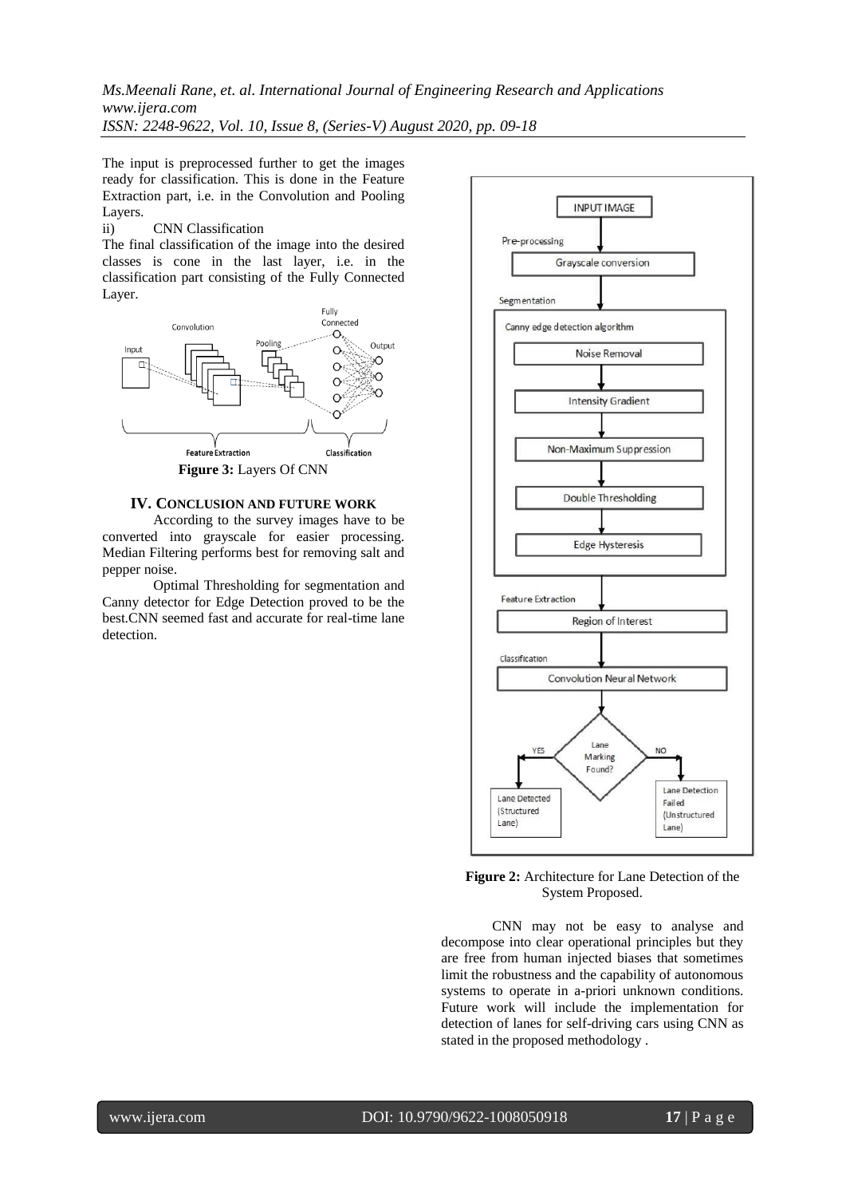The input is preprocessed further to get the images ready for classification. This is done in the Feature Extraction part, i.e. in the Convolution and Pooling Layers.

ii) CNN Classification

The final classification of the image into the desired classes is cone in the last layer, i.e. in the classification part consisting of the Fully Connected Layer.

**Figure 3:** Layers Of CNN

## IV. CONCLUSION AND FUTURE WORK

According to the survey images have to be converted into grayscale for easier processing. Median Filtering performs best for removing salt and pepper noise.

Optimal Thresholding for segmentation and Canny detector for Edge Detection proved to be the best.CNN seemed fast and accurate for real-time lane detection.

**Figure 2:** Architecture for Lane Detection of the System Proposed.

CNN may not be easy to analyse and decompose into clear operational principles but they are free from human injected biases that sometimes limit the robustness and the capability of autonomous systems to operate in a-priori unknown conditions. Future work will include the implementation for detection of lanes for self-driving cars using CNN as stated in the proposed methodology .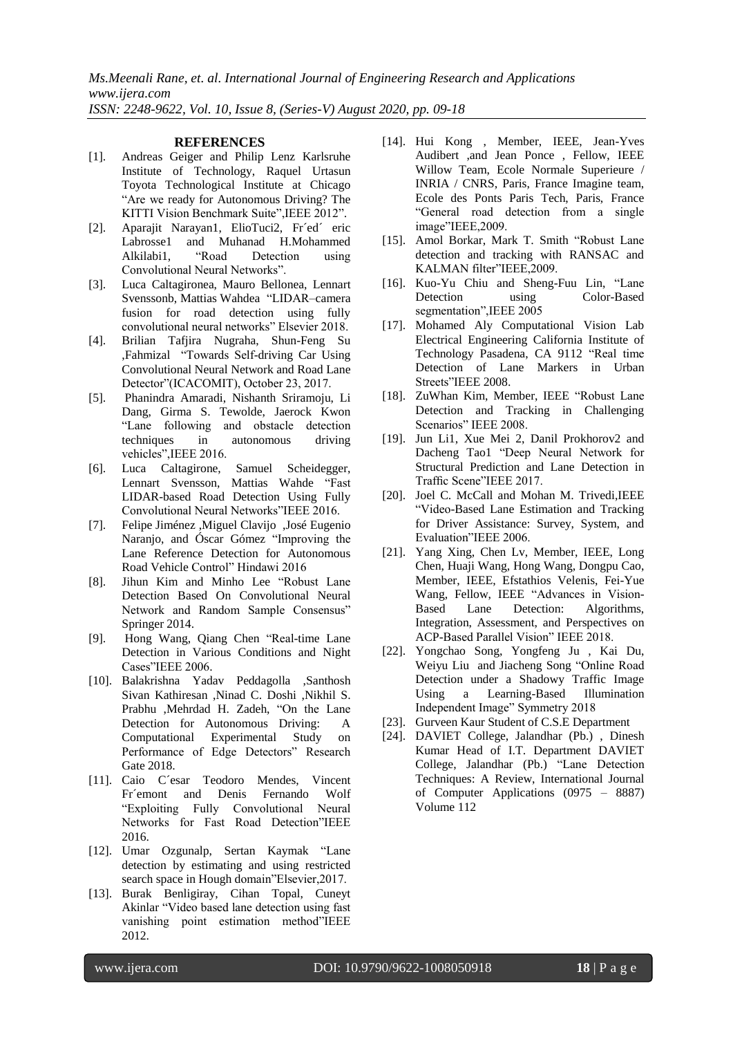## REFERENCES

[1]. Andreas Geiger and Philip Lenz Karlsruhe Institute of Technology, Raquel Urtasun Toyota Technological Institute at Chicago "Are we ready for Autonomous Driving? The KITTI Vision Benchmark Suite",IEEE 2012".

[2]. Aparajit Narayan1, ElioTuci2, Fr´ed´ eric Labrosse1 and Muhanad H.Mohammed Alkilabi1, "Road Detection using Convolutional Neural Networks".

[3]. Luca Caltagironea, Mauro Bellonea, Lennart Svenssonb, Mattias Wahdea "LIDAR–camera fusion for road detection using fully convolutional neural networks" Elsevier 2018.

[4]. Brilian Tafjira Nugraha, Shun-Feng Su ,Fahmizal "Towards Self-driving Car Using Convolutional Neural Network and Road Lane Detector"(ICACOMIT), October 23, 2017.

[5]. Phanindra Amaradi, Nishanth Sriramoju, Li Dang, Girma S. Tewolde, Jaerock Kwon "Lane following and obstacle detection techniques in autonomous driving vehicles",IEEE 2016.

[6]. Luca Caltagirone, Samuel Scheidegger, Lennart Svensson, Mattias Wahde "Fast LIDAR-based Road Detection Using Fully Convolutional Neural Networks"IEEE 2016.

[7]. Felipe Jiménez ,Miguel Clavijo ,José Eugenio Naranjo, and Óscar Gómez "Improving the Lane Reference Detection for Autonomous Road Vehicle Control" Hindawi 2016

[8]. Jihun Kim and Minho Lee "Robust Lane Detection Based On Convolutional Neural Network and Random Sample Consensus" Springer 2014.

[9]. Hong Wang, Qiang Chen "Real-time Lane Detection in Various Conditions and Night Cases"IEEE 2006.

[10]. Balakrishna Yadav Peddagolla ,Santhosh Sivan Kathiresan ,Ninad C. Doshi ,Nikhil S. Prabhu ,Mehrdad H. Zadeh, "On the Lane Detection for Autonomous Driving: A Computational Experimental Study on Performance of Edge Detectors" Research Gate 2018.

[11]. Caio C´esar Teodoro Mendes, Vincent Fr´emont and Denis Fernando Wolf "Exploiting Fully Convolutional Neural Networks for Fast Road Detection"IEEE 2016.

[12]. Umar Ozgunalp, Sertan Kaymak "Lane detection by estimating and using restricted search space in Hough domain"Elsevier,2017.

[13]. Burak Benligiray, Cihan Topal, Cuneyt Akinlar "Video based lane detection using fast vanishing point estimation method"IEEE 2012.

[14]. Hui Kong , Member, IEEE, Jean-Yves Audibert ,and Jean Ponce , Fellow, IEEE Willow Team, Ecole Normale Superieure / INRIA / CNRS, Paris, France Imagine team, Ecole des Ponts Paris Tech, Paris, France "General road detection from a single image"IEEE,2009.

[15]. Amol Borkar, Mark T. Smith "Robust Lane detection and tracking with RANSAC and KALMAN filter"IEEE,2009.

[16]. Kuo-Yu Chiu and Sheng-Fuu Lin, "Lane Detection using Color-Based segmentation",IEEE 2005

[17]. Mohamed Aly Computational Vision Lab Electrical Engineering California Institute of Technology Pasadena, CA 9112 "Real time Detection of Lane Markers in Urban Streets"IEEE 2008.

[18]. ZuWhan Kim, Member, IEEE "Robust Lane Detection and Tracking in Challenging Scenarios" IEEE 2008.

[19]. Jun Li1, Xue Mei 2, Danil Prokhorov2 and Dacheng Tao1 "Deep Neural Network for Structural Prediction and Lane Detection in Traffic Scene"IEEE 2017.

[20]. Joel C. McCall and Mohan M. Trivedi,IEEE "Video-Based Lane Estimation and Tracking for Driver Assistance: Survey, System, and Evaluation"IEEE 2006.

[21]. Yang Xing, Chen Lv, Member, IEEE, Long Chen, Huaji Wang, Hong Wang, Dongpu Cao, Member, IEEE, Efstathios Velenis, Fei-Yue Wang, Fellow, IEEE "Advances in Vision-Based Lane Detection: Algorithms, Integration, Assessment, and Perspectives on ACP-Based Parallel Vision" IEEE 2018.

[22]. Yongchao Song, Yongfeng Ju , Kai Du, Weiyu Liu and Jiacheng Song "Online Road Detection under a Shadowy Traffic Image Using a Learning-Based Illumination Independent Image" Symmetry 2018

[23]. Gurveen Kaur Student of C.S.E Department

[24]. DAVIET College, Jalandhar (Pb.) , Dinesh Kumar Head of I.T. Department DAVIET College, Jalandhar (Pb.) "Lane Detection Techniques: A Review, International Journal of Computer Applications (0975 – 8887) Volume 112